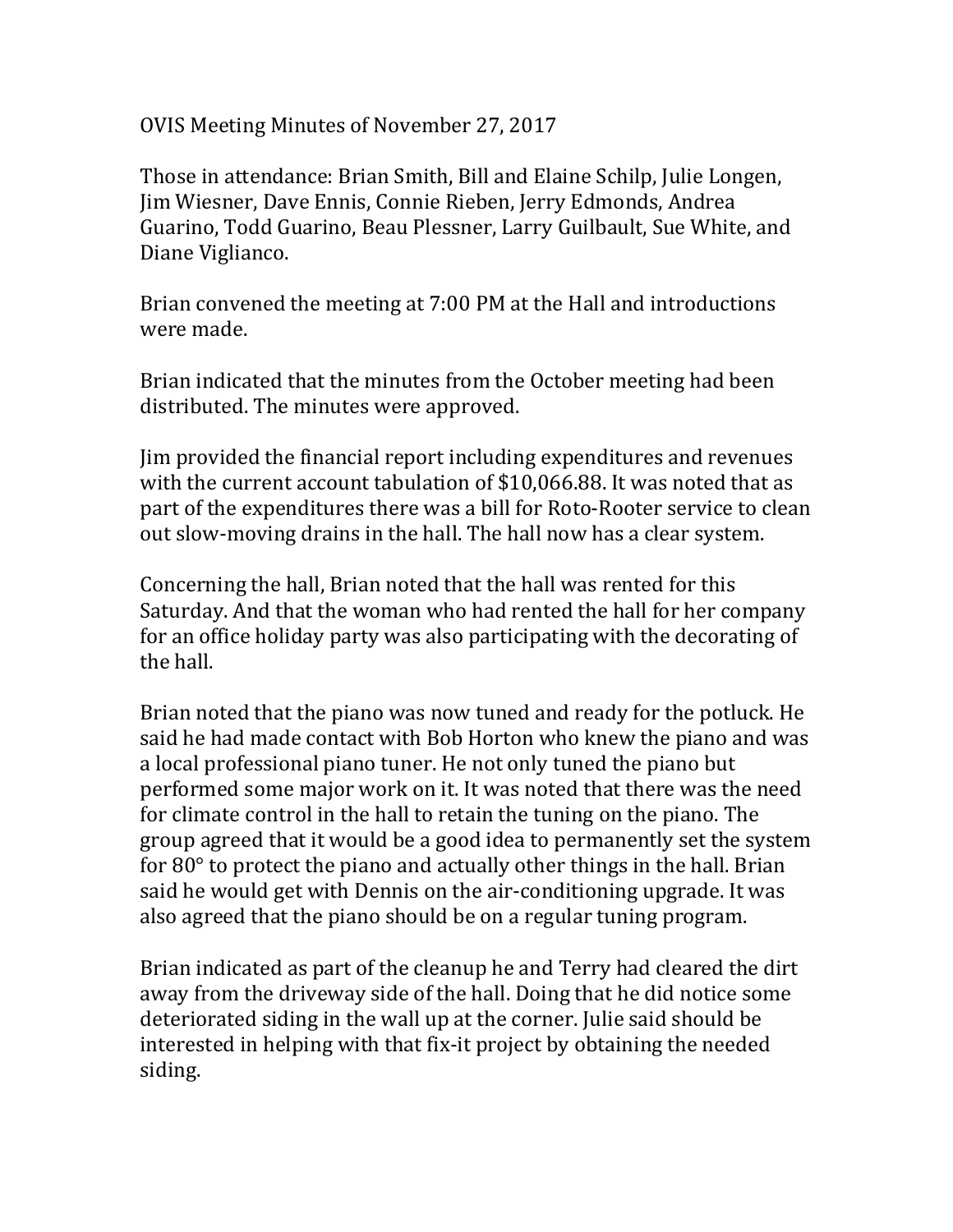OVIS Meeting Minutes of November 27, 2017

Those in attendance: Brian Smith, Bill and Elaine Schilp, Julie Longen, Jim Wiesner, Dave Ennis, Connie Rieben, Jerry Edmonds, Andrea Guarino, Todd Guarino, Beau Plessner, Larry Guilbault, Sue White, and Diane Viglianco.

Brian convened the meeting at 7:00 PM at the Hall and introductions were made.

Brian indicated that the minutes from the October meeting had been distributed. The minutes were approved.

Jim provided the financial report including expenditures and revenues with the current account tabulation of $10,066.88. It was noted that as part of the expenditures there was a bill for Roto-Rooter service to clean out slow-moving drains in the hall. The hall now has a clear system.

Concerning the hall, Brian noted that the hall was rented for this Saturday. And that the woman who had rented the hall for her company for an office holiday party was also participating with the decorating of the hall.

Brian noted that the piano was now tuned and ready for the potluck. He said he had made contact with Bob Horton who knew the piano and was a local professional piano tuner. He not only tuned the piano but performed some major work on it. It was noted that there was the need for climate control in the hall to retain the tuning on the piano. The group agreed that it would be a good idea to permanently set the system for 80° to protect the piano and actually other things in the hall. Brian said he would get with Dennis on the air-conditioning upgrade. It was also agreed that the piano should be on a regular tuning program.

Brian indicated as part of the cleanup he and Terry had cleared the dirt away from the driveway side of the hall. Doing that he did notice some deteriorated siding in the wall up at the corner. Julie said should be interested in helping with that fix-it project by obtaining the needed siding.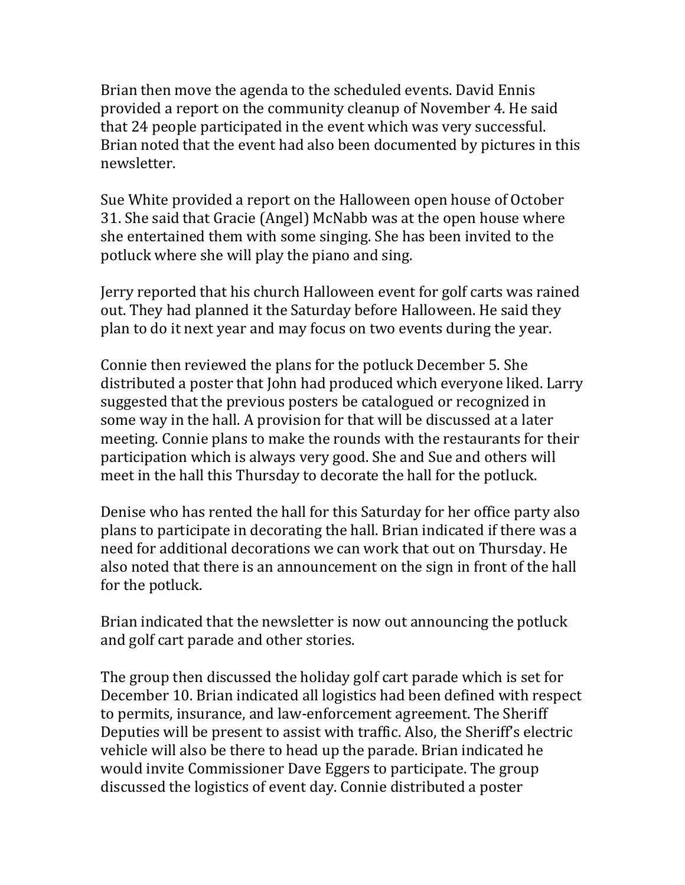Brian then move the agenda to the scheduled events. David Ennis provided a report on the community cleanup of November 4. He said that 24 people participated in the event which was very successful. Brian noted that the event had also been documented by pictures in this newsletter.

Sue White provided a report on the Halloween open house of October 31. She said that Gracie (Angel) McNabb was at the open house where she entertained them with some singing. She has been invited to the potluck where she will play the piano and sing.

Jerry reported that his church Halloween event for golf carts was rained out. They had planned it the Saturday before Halloween. He said they plan to do it next year and may focus on two events during the year.

Connie then reviewed the plans for the potluck December 5. She distributed a poster that John had produced which everyone liked. Larry suggested that the previous posters be catalogued or recognized in some way in the hall. A provision for that will be discussed at a later meeting. Connie plans to make the rounds with the restaurants for their participation which is always very good. She and Sue and others will meet in the hall this Thursday to decorate the hall for the potluck.

Denise who has rented the hall for this Saturday for her office party also plans to participate in decorating the hall. Brian indicated if there was a need for additional decorations we can work that out on Thursday. He also noted that there is an announcement on the sign in front of the hall for the potluck.

Brian indicated that the newsletter is now out announcing the potluck and golf cart parade and other stories.

The group then discussed the holiday golf cart parade which is set for December 10. Brian indicated all logistics had been defined with respect to permits, insurance, and law-enforcement agreement. The Sheriff Deputies will be present to assist with traffic. Also, the Sheriff's electric vehicle will also be there to head up the parade. Brian indicated he would invite Commissioner Dave Eggers to participate. The group discussed the logistics of event day. Connie distributed a poster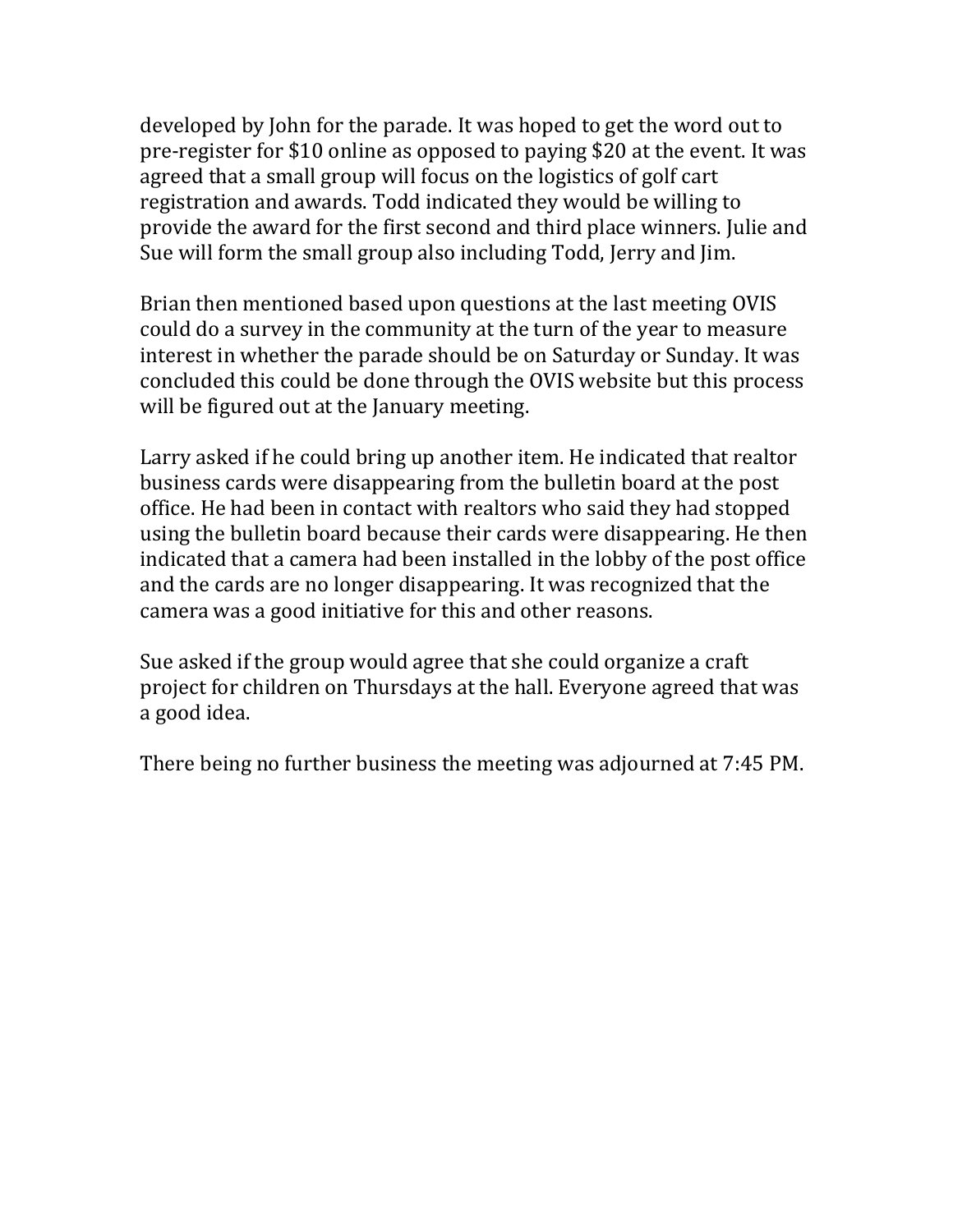developed by John for the parade. It was hoped to get the word out to pre-register for $10 online as opposed to paying $20 at the event. It was agreed that a small group will focus on the logistics of golf cart registration and awards. Todd indicated they would be willing to provide the award for the first second and third place winners. Julie and Sue will form the small group also including Todd, Jerry and Jim.

Brian then mentioned based upon questions at the last meeting OVIS could do a survey in the community at the turn of the year to measure interest in whether the parade should be on Saturday or Sunday. It was concluded this could be done through the OVIS website but this process will be figured out at the January meeting.

Larry asked if he could bring up another item. He indicated that realtor business cards were disappearing from the bulletin board at the post office. He had been in contact with realtors who said they had stopped using the bulletin board because their cards were disappearing. He then indicated that a camera had been installed in the lobby of the post office and the cards are no longer disappearing. It was recognized that the camera was a good initiative for this and other reasons.

Sue asked if the group would agree that she could organize a craft project for children on Thursdays at the hall. Everyone agreed that was a good idea.

There being no further business the meeting was adjourned at 7:45 PM.